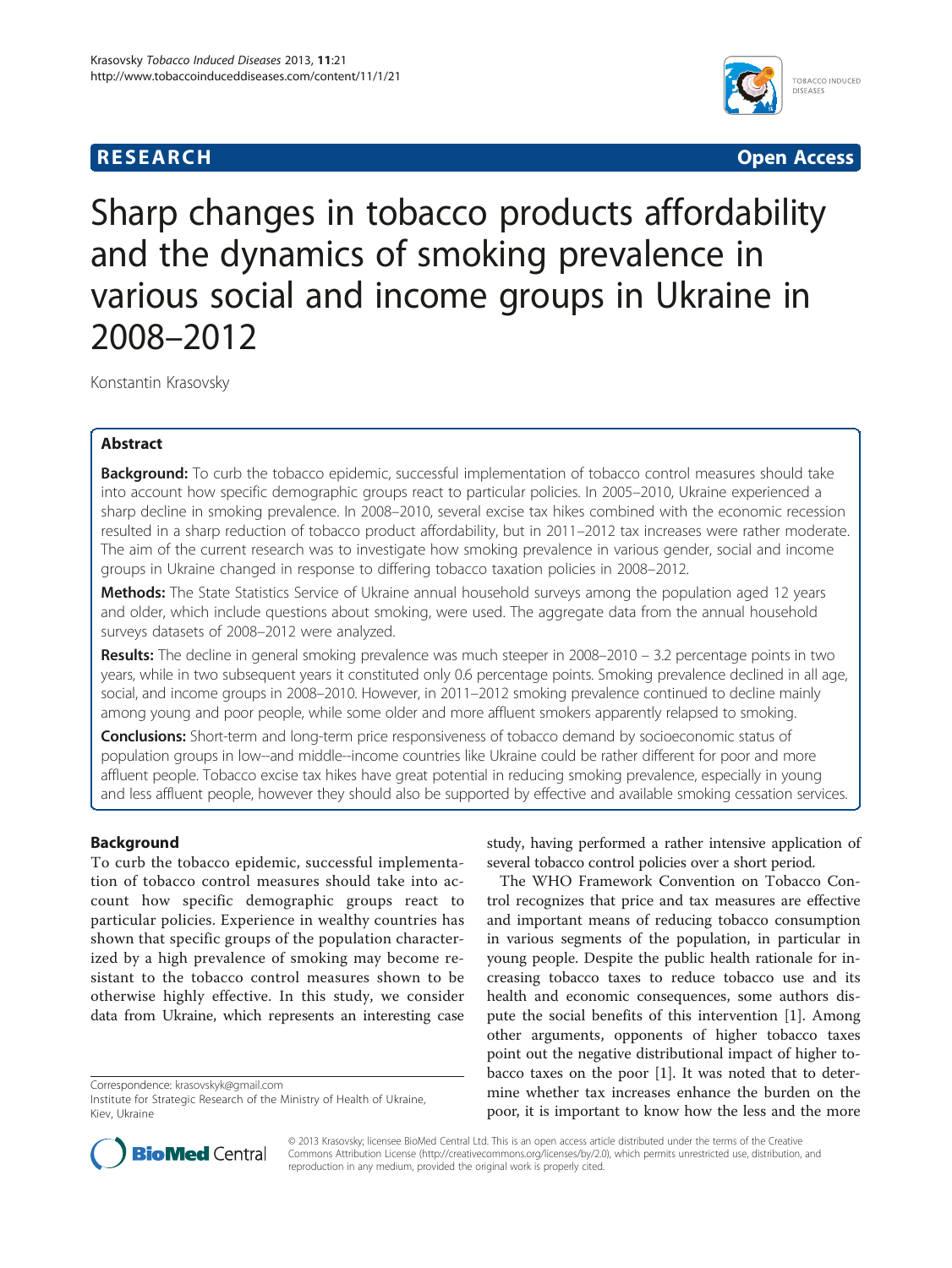**RESEARCH** **Open Access**

# Sharp changes in tobacco products affordability and the dynamics of smoking prevalence in various social and income groups in Ukraine in 2008–2012

Konstantin Krasovsky

## Abstract

**Background:** To curb the tobacco epidemic, successful implementation of tobacco control measures should take into account how specific demographic groups react to particular policies. In 2005–2010, Ukraine experienced a sharp decline in smoking prevalence. In 2008–2010, several excise tax hikes combined with the economic recession resulted in a sharp reduction of tobacco product affordability, but in 2011–2012 tax increases were rather moderate. The aim of the current research was to investigate how smoking prevalence in various gender, social and income groups in Ukraine changed in response to differing tobacco taxation policies in 2008–2012.

**Methods:** The State Statistics Service of Ukraine annual household surveys among the population aged 12 years and older, which include questions about smoking, were used. The aggregate data from the annual household surveys datasets of 2008–2012 were analyzed.

**Results:** The decline in general smoking prevalence was much steeper in 2008–2010 – 3.2 percentage points in two years, while in two subsequent years it constituted only 0.6 percentage points. Smoking prevalence declined in all age, social, and income groups in 2008–2010. However, in 2011–2012 smoking prevalence continued to decline mainly among young and poor people, while some older and more affluent smokers apparently relapsed to smoking.

**Conclusions:** Short-term and long-term price responsiveness of tobacco demand by socioeconomic status of population groups in low--and middle--income countries like Ukraine could be rather different for poor and more affluent people. Tobacco excise tax hikes have great potential in reducing smoking prevalence, especially in young and less affluent people, however they should also be supported by effective and available smoking cessation services.

## Background

To curb the tobacco epidemic, successful implementation of tobacco control measures should take into account how specific demographic groups react to particular policies. Experience in wealthy countries has shown that specific groups of the population characterized by a high prevalence of smoking may become resistant to the tobacco control measures shown to be otherwise highly effective. In this study, we consider data from Ukraine, which represents an interesting case study, having performed a rather intensive application of several tobacco control policies over a short period.

The WHO Framework Convention on Tobacco Control recognizes that price and tax measures are effective and important means of reducing tobacco consumption in various segments of the population, in particular in young people. Despite the public health rationale for increasing tobacco taxes to reduce tobacco use and its health and economic consequences, some authors dispute the social benefits of this intervention [1]. Among other arguments, opponents of higher tobacco taxes point out the negative distributional impact of higher tobacco taxes on the poor [1]. It was noted that to determine whether tax increases enhance the burden on the poor, it is important to know how the less and the more

Correspondence: krasovskyk@gmail.com
Institute for Strategic Research of the Ministry of Health of Ukraine, Kiev, Ukraine

© 2013 Krasovsky; licensee BioMed Central Ltd. This is an open access article distributed under the terms of the Creative Commons Attribution License (http://creativecommons.org/licenses/by/2.0), which permits unrestricted use, distribution, and reproduction in any medium, provided the original work is properly cited.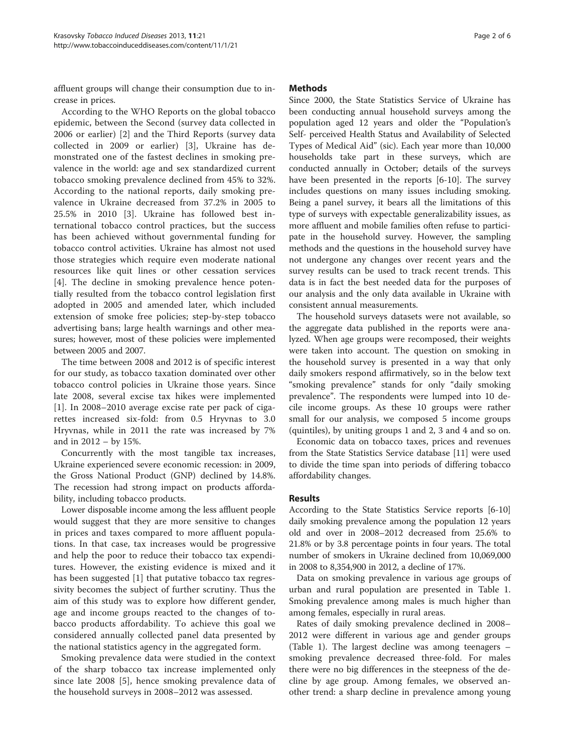affluent groups will change their consumption due to increase in prices.

According to the WHO Reports on the global tobacco epidemic, between the Second (survey data collected in 2006 or earlier) [2] and the Third Reports (survey data collected in 2009 or earlier) [3], Ukraine has demonstrated one of the fastest declines in smoking prevalence in the world: age and sex standardized current tobacco smoking prevalence declined from 45% to 32%. According to the national reports, daily smoking prevalence in Ukraine decreased from 37.2% in 2005 to 25.5% in 2010 [3]. Ukraine has followed best international tobacco control practices, but the success has been achieved without governmental funding for tobacco control activities. Ukraine has almost not used those strategies which require even moderate national resources like quit lines or other cessation services [4]. The decline in smoking prevalence hence potentially resulted from the tobacco control legislation first adopted in 2005 and amended later, which included extension of smoke free policies; step-by-step tobacco advertising bans; large health warnings and other measures; however, most of these policies were implemented between 2005 and 2007.

The time between 2008 and 2012 is of specific interest for our study, as tobacco taxation dominated over other tobacco control policies in Ukraine those years. Since late 2008, several excise tax hikes were implemented [1]. In 2008–2010 average excise rate per pack of cigarettes increased six-fold: from 0.5 Hryvnas to 3.0 Hryvnas, while in 2011 the rate was increased by 7% and in 2012 – by 15%.

Concurrently with the most tangible tax increases, Ukraine experienced severe economic recession: in 2009, the Gross National Product (GNP) declined by 14.8%. The recession had strong impact on products affordability, including tobacco products.

Lower disposable income among the less affluent people would suggest that they are more sensitive to changes in prices and taxes compared to more affluent populations. In that case, tax increases would be progressive and help the poor to reduce their tobacco tax expenditures. However, the existing evidence is mixed and it has been suggested [1] that putative tobacco tax regressivity becomes the subject of further scrutiny. Thus the aim of this study was to explore how different gender, age and income groups reacted to the changes of tobacco products affordability. To achieve this goal we considered annually collected panel data presented by the national statistics agency in the aggregated form.

Smoking prevalence data were studied in the context of the sharp tobacco tax increase implemented only since late 2008 [5], hence smoking prevalence data of the household surveys in 2008–2012 was assessed.

## Methods

Since 2000, the State Statistics Service of Ukraine has been conducting annual household surveys among the population aged 12 years and older the "Population's Self- perceived Health Status and Availability of Selected Types of Medical Aid" (sic). Each year more than 10,000 households take part in these surveys, which are conducted annually in October; details of the surveys have been presented in the reports [6-10]. The survey includes questions on many issues including smoking. Being a panel survey, it bears all the limitations of this type of surveys with expectable generalizability issues, as more affluent and mobile families often refuse to participate in the household survey. However, the sampling methods and the questions in the household survey have not undergone any changes over recent years and the survey results can be used to track recent trends. This data is in fact the best needed data for the purposes of our analysis and the only data available in Ukraine with consistent annual measurements.

The household surveys datasets were not available, so the aggregate data published in the reports were analyzed. When age groups were recomposed, their weights were taken into account. The question on smoking in the household survey is presented in a way that only daily smokers respond affirmatively, so in the below text "smoking prevalence" stands for only "daily smoking prevalence". The respondents were lumped into 10 decile income groups. As these 10 groups were rather small for our analysis, we composed 5 income groups (quintiles), by uniting groups 1 and 2, 3 and 4 and so on.

Economic data on tobacco taxes, prices and revenues from the State Statistics Service database [11] were used to divide the time span into periods of differing tobacco affordability changes.

## Results

According to the State Statistics Service reports [6-10] daily smoking prevalence among the population 12 years old and over in 2008–2012 decreased from 25.6% to 21.8% or by 3.8 percentage points in four years. The total number of smokers in Ukraine declined from 10,069,000 in 2008 to 8,354,900 in 2012, a decline of 17%.

Data on smoking prevalence in various age groups of urban and rural population are presented in Table 1. Smoking prevalence among males is much higher than among females, especially in rural areas.

Rates of daily smoking prevalence declined in 2008–2012 were different in various age and gender groups (Table 1). The largest decline was among teenagers – smoking prevalence decreased three-fold. For males there were no big differences in the steepness of the decline by age group. Among females, we observed another trend: a sharp decline in prevalence among young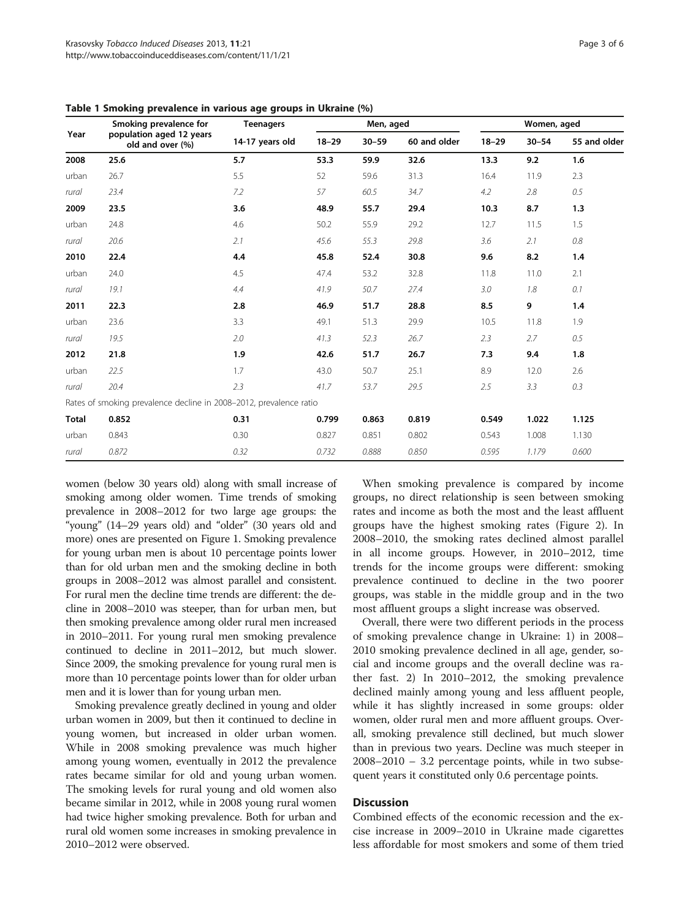**Table 1 Smoking prevalence in various age groups in Ukraine (%)**

| Year | Smoking prevalence for population aged 12 years old and over (%) | Teenagers | Men, aged | | | Women, aged | | |
|---|---|---|---|---|---|---|---|---|
| | | 14-17 years old | 18–29 | 30–59 | 60 and older | 18–29 | 30–54 | 55 and older |
| **2008** | **25.6** | **5.7** | **53.3** | **59.9** | **32.6** | **13.3** | **9.2** | **1.6** |
| urban | 26.7 | 5.5 | 52 | 59.6 | 31.3 | 16.4 | 11.9 | 2.3 |
| *rural* | *23.4* | *7.2* | *57* | *60.5* | *34.7* | *4.2* | *2.8* | *0.5* |
| **2009** | **23.5** | **3.6** | **48.9** | **55.7** | **29.4** | **10.3** | **8.7** | **1.3** |
| urban | 24.8 | 4.6 | 50.2 | 55.9 | 29.2 | 12.7 | 11.5 | 1.5 |
| *rural* | *20.6* | *2.1* | *45.6* | *55.3* | *29.8* | *3.6* | *2.1* | *0.8* |
| **2010** | **22.4** | **4.4** | **45.8** | **52.4** | **30.8** | **9.6** | **8.2** | **1.4** |
| urban | 24.0 | 4.5 | 47.4 | 53.2 | 32.8 | 11.8 | 11.0 | 2.1 |
| *rural* | *19.1* | *4.4* | *41.9* | *50.7* | *27.4* | *3.0* | *1.8* | *0.1* |
| **2011** | **22.3** | **2.8** | **46.9** | **51.7** | **28.8** | **8.5** | **9** | **1.4** |
| urban | 23.6 | 3.3 | 49.1 | 51.3 | 29.9 | 10.5 | 11.8 | 1.9 |
| *rural* | *19.5* | *2.0* | *41.3* | *52.3* | *26.7* | *2.3* | *2.7* | *0.5* |
| **2012** | **21.8** | **1.9** | **42.6** | **51.7** | **26.7** | **7.3** | **9.4** | **1.8** |
| urban | 22.5 | 1.7 | 43.0 | 50.7 | 25.1 | 8.9 | 12.0 | 2.6 |
| *rural* | *20.4* | *2.3* | *41.7* | *53.7* | *29.5* | *2.5* | *3.3* | *0.3* |
| Rates of smoking prevalence decline in 2008–2012, prevalence ratio | | | | | | | | |
| **Total** | **0.852** | **0.31** | **0.799** | **0.863** | **0.819** | **0.549** | **1.022** | **1.125** |
| urban | 0.843 | 0.30 | 0.827 | 0.851 | 0.802 | 0.543 | 1.008 | 1.130 |
| *rural* | *0.872* | *0.32* | *0.732* | *0.888* | *0.850* | *0.595* | *1.179* | *0.600* |

women (below 30 years old) along with small increase of smoking among older women. Time trends of smoking prevalence in 2008–2012 for two large age groups: the "young" (14–29 years old) and "older" (30 years old and more) ones are presented on Figure 1. Smoking prevalence for young urban men is about 10 percentage points lower than for old urban men and the smoking decline in both groups in 2008–2012 was almost parallel and consistent. For rural men the decline time trends are different: the decline in 2008–2010 was steeper, than for urban men, but then smoking prevalence among older rural men increased in 2010–2011. For young rural men smoking prevalence continued to decline in 2011–2012, but much slower. Since 2009, the smoking prevalence for young rural men is more than 10 percentage points lower than for older urban men and it is lower than for young urban men.

Smoking prevalence greatly declined in young and older urban women in 2009, but then it continued to decline in young women, but increased in older urban women. While in 2008 smoking prevalence was much higher among young women, eventually in 2012 the prevalence rates became similar for old and young urban women. The smoking levels for rural young and old women also became similar in 2012, while in 2008 young rural women had twice higher smoking prevalence. Both for urban and rural old women some increases in smoking prevalence in 2010–2012 were observed.

When smoking prevalence is compared by income groups, no direct relationship is seen between smoking rates and income as both the most and the least affluent groups have the highest smoking rates (Figure 2). In 2008–2010, the smoking rates declined almost parallel in all income groups. However, in 2010–2012, time trends for the income groups were different: smoking prevalence continued to decline in the two poorer groups, was stable in the middle group and in the two most affluent groups a slight increase was observed.

Overall, there were two different periods in the process of smoking prevalence change in Ukraine: 1) in 2008–2010 smoking prevalence declined in all age, gender, social and income groups and the overall decline was rather fast. 2) In 2010–2012, the smoking prevalence declined mainly among young and less affluent people, while it has slightly increased in some groups: older women, older rural men and more affluent groups. Overall, smoking prevalence still declined, but much slower than in previous two years. Decline was much steeper in 2008–2010 – 3.2 percentage points, while in two subsequent years it constituted only 0.6 percentage points.

## Discussion

Combined effects of the economic recession and the excise increase in 2009–2010 in Ukraine made cigarettes less affordable for most smokers and some of them tried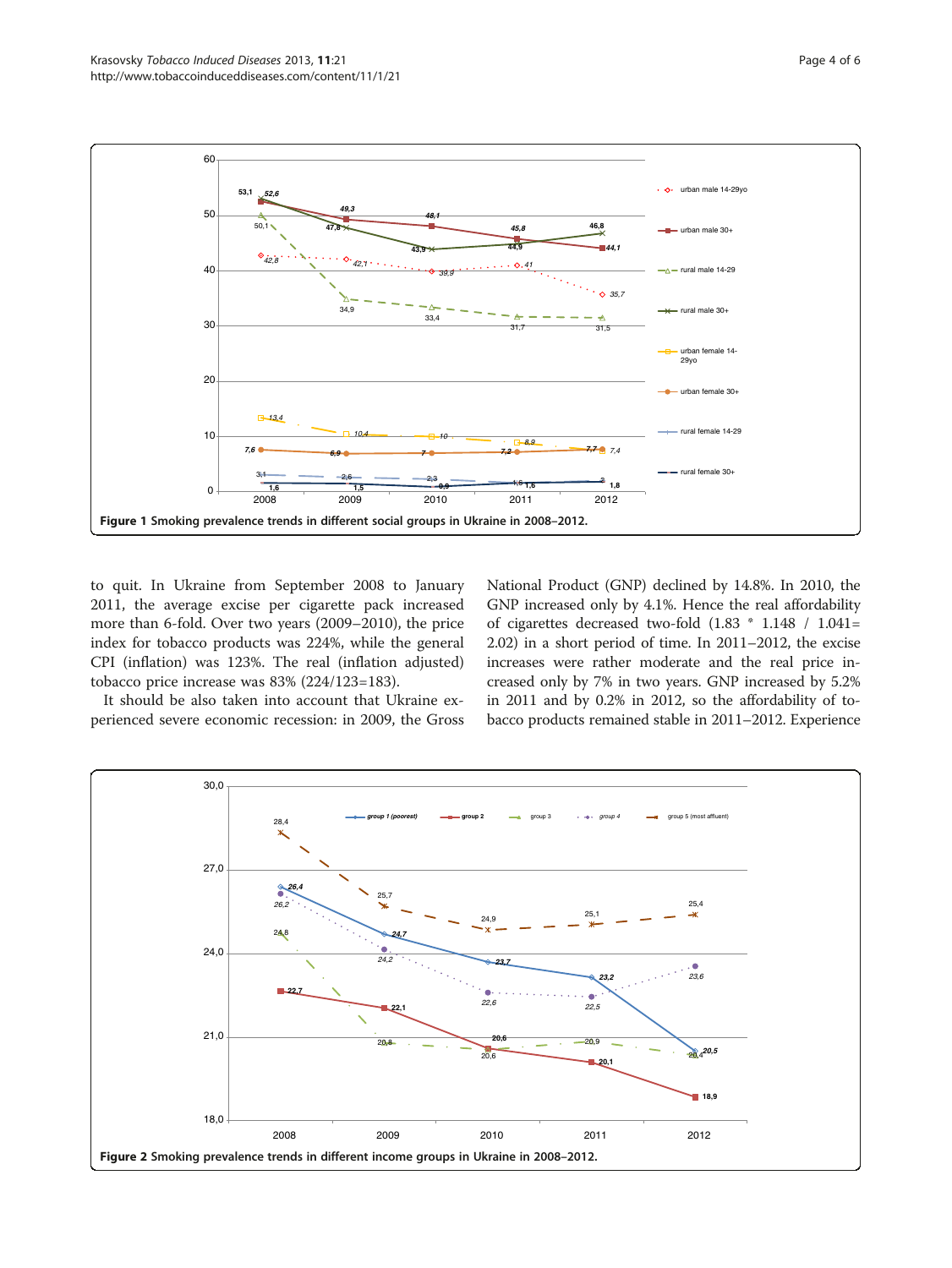Figure 1 Smoking prevalence trends in different social groups in Ukraine in 2008–2012.

to quit. In Ukraine from September 2008 to January 2011, the average excise per cigarette pack increased more than 6-fold. Over two years (2009–2010), the price index for tobacco products was 224%, while the general CPI (inflation) was 123%. The real (inflation adjusted) tobacco price increase was 83% (224/123=183).

It should be also taken into account that Ukraine experienced severe economic recession: in 2009, the Gross National Product (GNP) declined by 14.8%. In 2010, the GNP increased only by 4.1%. Hence the real affordability of cigarettes decreased two-fold (1.83 * 1.148 / 1.041= 2.02) in a short period of time. In 2011–2012, the excise increases were rather moderate and the real price increased only by 7% in two years. GNP increased by 5.2% in 2011 and by 0.2% in 2012, so the affordability of tobacco products remained stable in 2011–2012. Experience

Figure 2 Smoking prevalence trends in different income groups in Ukraine in 2008–2012.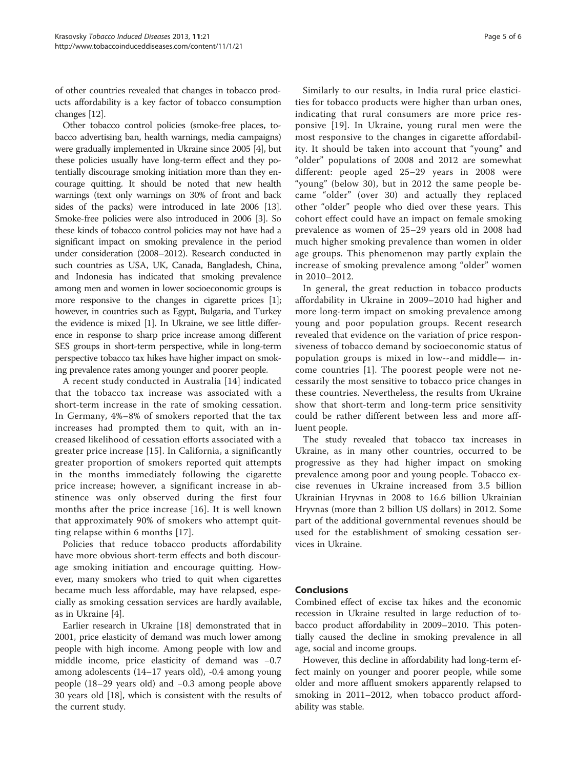of other countries revealed that changes in tobacco products affordability is a key factor of tobacco consumption changes [12].

Other tobacco control policies (smoke-free places, tobacco advertising ban, health warnings, media campaigns) were gradually implemented in Ukraine since 2005 [4], but these policies usually have long-term effect and they potentially discourage smoking initiation more than they encourage quitting. It should be noted that new health warnings (text only warnings on 30% of front and back sides of the packs) were introduced in late 2006 [13]. Smoke-free policies were also introduced in 2006 [3]. So these kinds of tobacco control policies may not have had a significant impact on smoking prevalence in the period under consideration (2008–2012). Research conducted in such countries as USA, UK, Canada, Bangladesh, China, and Indonesia has indicated that smoking prevalence among men and women in lower socioeconomic groups is more responsive to the changes in cigarette prices [1]; however, in countries such as Egypt, Bulgaria, and Turkey the evidence is mixed [1]. In Ukraine, we see little difference in response to sharp price increase among different SES groups in short-term perspective, while in long-term perspective tobacco tax hikes have higher impact on smoking prevalence rates among younger and poorer people.

A recent study conducted in Australia [14] indicated that the tobacco tax increase was associated with a short-term increase in the rate of smoking cessation. In Germany, 4%–8% of smokers reported that the tax increases had prompted them to quit, with an increased likelihood of cessation efforts associated with a greater price increase [15]. In California, a significantly greater proportion of smokers reported quit attempts in the months immediately following the cigarette price increase; however, a significant increase in abstinence was only observed during the first four months after the price increase [16]. It is well known that approximately 90% of smokers who attempt quitting relapse within 6 months [17].

Policies that reduce tobacco products affordability have more obvious short-term effects and both discourage smoking initiation and encourage quitting. However, many smokers who tried to quit when cigarettes became much less affordable, may have relapsed, especially as smoking cessation services are hardly available, as in Ukraine [4].

Earlier research in Ukraine [18] demonstrated that in 2001, price elasticity of demand was much lower among people with high income. Among people with low and middle income, price elasticity of demand was −0.7 among adolescents (14–17 years old), -0.4 among young people (18–29 years old) and −0.3 among people above 30 years old [18], which is consistent with the results of the current study.

Similarly to our results, in India rural price elasticities for tobacco products were higher than urban ones, indicating that rural consumers are more price responsive [19]. In Ukraine, young rural men were the most responsive to the changes in cigarette affordability. It should be taken into account that "young" and "older" populations of 2008 and 2012 are somewhat different: people aged 25–29 years in 2008 were "young" (below 30), but in 2012 the same people became "older" (over 30) and actually they replaced other "older" people who died over these years. This cohort effect could have an impact on female smoking prevalence as women of 25–29 years old in 2008 had much higher smoking prevalence than women in older age groups. This phenomenon may partly explain the increase of smoking prevalence among "older" women in 2010–2012.

In general, the great reduction in tobacco products affordability in Ukraine in 2009–2010 had higher and more long-term impact on smoking prevalence among young and poor population groups. Recent research revealed that evidence on the variation of price responsiveness of tobacco demand by socioeconomic status of population groups is mixed in low--and middle— income countries [1]. The poorest people were not necessarily the most sensitive to tobacco price changes in these countries. Nevertheless, the results from Ukraine show that short-term and long-term price sensitivity could be rather different between less and more affluent people.

The study revealed that tobacco tax increases in Ukraine, as in many other countries, occurred to be progressive as they had higher impact on smoking prevalence among poor and young people. Tobacco excise revenues in Ukraine increased from 3.5 billion Ukrainian Hryvnas in 2008 to 16.6 billion Ukrainian Hryvnas (more than 2 billion US dollars) in 2012. Some part of the additional governmental revenues should be used for the establishment of smoking cessation services in Ukraine.

## Conclusions

Combined effect of excise tax hikes and the economic recession in Ukraine resulted in large reduction of tobacco product affordability in 2009–2010. This potentially caused the decline in smoking prevalence in all age, social and income groups.

However, this decline in affordability had long-term effect mainly on younger and poorer people, while some older and more affluent smokers apparently relapsed to smoking in 2011–2012, when tobacco product affordability was stable.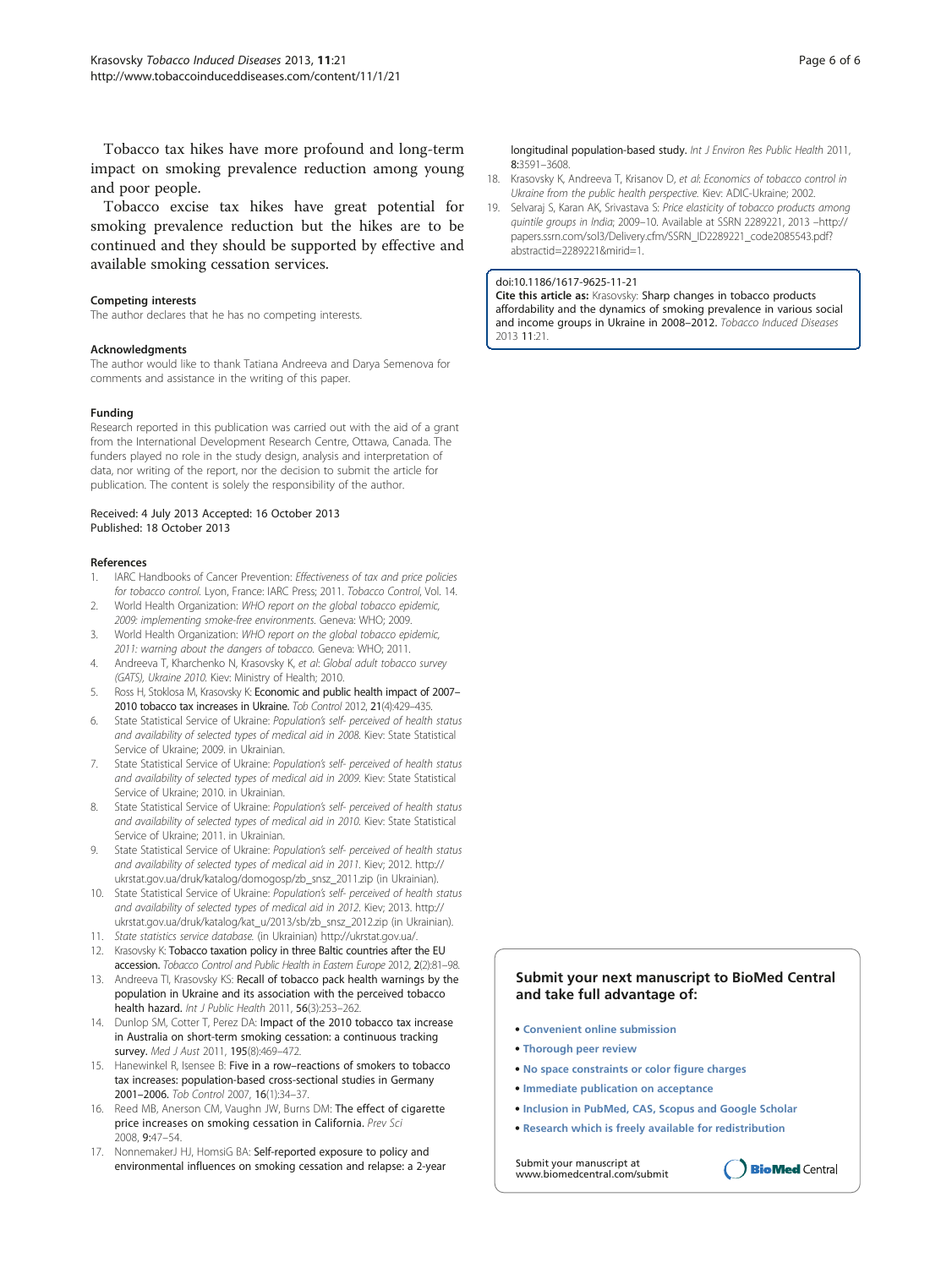Tobacco tax hikes have more profound and long-term impact on smoking prevalence reduction among young and poor people.

Tobacco excise tax hikes have great potential for smoking prevalence reduction but the hikes are to be continued and they should be supported by effective and available smoking cessation services.

#### Competing interests

The author declares that he has no competing interests.

#### Acknowledgments

The author would like to thank Tatiana Andreeva and Darya Semenova for comments and assistance in the writing of this paper.

#### Funding

Research reported in this publication was carried out with the aid of a grant from the International Development Research Centre, Ottawa, Canada. The funders played no role in the study design, analysis and interpretation of data, nor writing of the report, nor the decision to submit the article for publication. The content is solely the responsibility of the author.

Received: 4 July 2013 Accepted: 16 October 2013
Published: 18 October 2013

#### References

1. IARC Handbooks of Cancer Prevention: *Effectiveness of tax and price policies for tobacco control.* Lyon, France: IARC Press; 2011. *Tobacco Control*, Vol. 14.
2. World Health Organization: *WHO report on the global tobacco epidemic, 2009: implementing smoke-free environments.* Geneva: WHO; 2009.
3. World Health Organization: *WHO report on the global tobacco epidemic, 2011: warning about the dangers of tobacco.* Geneva: WHO; 2011.
4. Andreeva T, Kharchenko N, Krasovsky K, *et al*: *Global adult tobacco survey (GATS), Ukraine 2010.* Kiev: Ministry of Health; 2010.
5. Ross H, Stoklosa M, Krasovsky K: **Economic and public health impact of 2007–2010 tobacco tax increases in Ukraine.** *Tob Control* 2012, **21**(4):429–435.
6. State Statistical Service of Ukraine: *Population's self- perceived of health status and availability of selected types of medical aid in 2008.* Kiev: State Statistical Service of Ukraine; 2009. in Ukrainian.
7. State Statistical Service of Ukraine: *Population's self- perceived of health status and availability of selected types of medical aid in 2009.* Kiev: State Statistical Service of Ukraine; 2010. in Ukrainian.
8. State Statistical Service of Ukraine: *Population's self- perceived of health status and availability of selected types of medical aid in 2010.* Kiev: State Statistical Service of Ukraine; 2011. in Ukrainian.
9. State Statistical Service of Ukraine: *Population's self- perceived of health status and availability of selected types of medical aid in 2011.* Kiev; 2012. http://ukrstat.gov.ua/druk/katalog/domogosp/zb_snsz_2011.zip (in Ukrainian).
10. State Statistical Service of Ukraine: *Population's self- perceived of health status and availability of selected types of medical aid in 2012.* Kiev; 2013. http://ukrstat.gov.ua/druk/katalog/kat_u/2013/sb/zb_snsz_2012.zip (in Ukrainian).
11. *State statistics service database.* (in Ukrainian) http://ukrstat.gov.ua/.
12. Krasovsky K: **Tobacco taxation policy in three Baltic countries after the EU accession.** *Tobacco Control and Public Health in Eastern Europe* 2012, **2**(2):81–98.
13. Andreeva TI, Krasovsky KS: **Recall of tobacco pack health warnings by the population in Ukraine and its association with the perceived tobacco health hazard.** *Int J Public Health* 2011, **56**(3):253–262.
14. Dunlop SM, Cotter T, Perez DA: **Impact of the 2010 tobacco tax increase in Australia on short-term smoking cessation: a continuous tracking survey.** *Med J Aust* 2011, **195**(8):469–472.
15. Hanewinkel R, Isensee B: **Five in a row–reactions of smokers to tobacco tax increases: population-based cross-sectional studies in Germany 2001–2006.** *Tob Control* 2007, **16**(1):34–37.
16. Reed MB, Anerson CM, Vaughn JW, Burns DM: **The effect of cigarette price increases on smoking cessation in California.** *Prev Sci* 2008, **9**:47–54.
17. NonnemakerJ HJ, HomsiG BA: **Self-reported exposure to policy and environmental influences on smoking cessation and relapse: a 2-year longitudinal population-based study.** *Int J Environ Res Public Health* 2011, **8**:3591–3608.
18. Krasovsky K, Andreeva T, Krisanov D, *et al*: *Economics of tobacco control in Ukraine from the public health perspective.* Kiev: ADIC-Ukraine; 2002.
19. Selvaraj S, Karan AK, Srivastava S: *Price elasticity of tobacco products among quintile groups in India*; 2009–10. Available at SSRN 2289221, 2013 –http://papers.ssrn.com/sol3/Delivery.cfm/SSRN_ID2289221_code2085543.pdf?abstractid=2289221&mirid=1.

doi:10.1186/1617-9625-11-21
**Cite this article as:** Krasovsky: Sharp changes in tobacco products affordability and the dynamics of smoking prevalence in various social and income groups in Ukraine in 2008–2012. *Tobacco Induced Diseases* 2013 **11**:21.

**Submit your next manuscript to BioMed Central and take full advantage of:**

- **Convenient online submission**
- **Thorough peer review**
- **No space constraints or color figure charges**
- **Immediate publication on acceptance**
- **Inclusion in PubMed, CAS, Scopus and Google Scholar**
- **Research which is freely available for redistribution**

Submit your manuscript at
www.biomedcentral.com/submit

BioMed Central